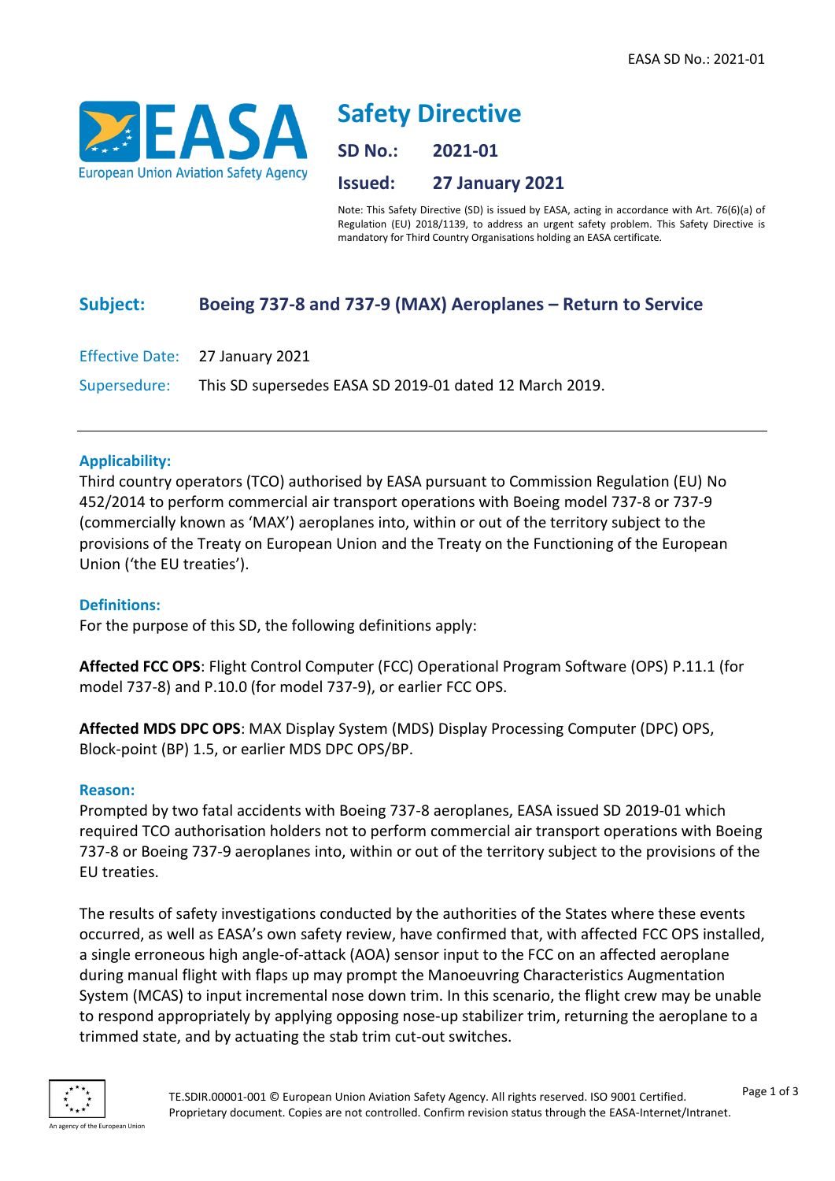# Safety Directive

**SD No.:** 2021-01

**Issued:** 27 January 2021

Note: This Safety Directive (SD) is issued by EASA, acting in accordance with Art. 76(6)(a) of Regulation (EU) 2018/1139, to address an urgent safety problem. This Safety Directive is mandatory for Third Country Organisations holding an EASA certificate.

## Subject: Boeing 737-8 and 737-9 (MAX) Aeroplanes – Return to Service

Effective Date: 27 January 2021

Supersedure: This SD supersedes EASA SD 2019-01 dated 12 March 2019.

---

### Applicability:

Third country operators (TCO) authorised by EASA pursuant to Commission Regulation (EU) No 452/2014 to perform commercial air transport operations with Boeing model 737-8 or 737-9 (commercially known as 'MAX') aeroplanes into, within or out of the territory subject to the provisions of the Treaty on European Union and the Treaty on the Functioning of the European Union ('the EU treaties').

### Definitions:

For the purpose of this SD, the following definitions apply:

**Affected FCC OPS**: Flight Control Computer (FCC) Operational Program Software (OPS) P.11.1 (for model 737-8) and P.10.0 (for model 737-9), or earlier FCC OPS.

**Affected MDS DPC OPS**: MAX Display System (MDS) Display Processing Computer (DPC) OPS, Block-point (BP) 1.5, or earlier MDS DPC OPS/BP.

### Reason:

Prompted by two fatal accidents with Boeing 737-8 aeroplanes, EASA issued SD 2019-01 which required TCO authorisation holders not to perform commercial air transport operations with Boeing 737-8 or Boeing 737-9 aeroplanes into, within or out of the territory subject to the provisions of the EU treaties.

The results of safety investigations conducted by the authorities of the States where these events occurred, as well as EASA's own safety review, have confirmed that, with affected FCC OPS installed, a single erroneous high angle-of-attack (AOA) sensor input to the FCC on an affected aeroplane during manual flight with flaps up may prompt the Manoeuvring Characteristics Augmentation System (MCAS) to input incremental nose down trim. In this scenario, the flight crew may be unable to respond appropriately by applying opposing nose-up stabilizer trim, returning the aeroplane to a trimmed state, and by actuating the stab trim cut-out switches.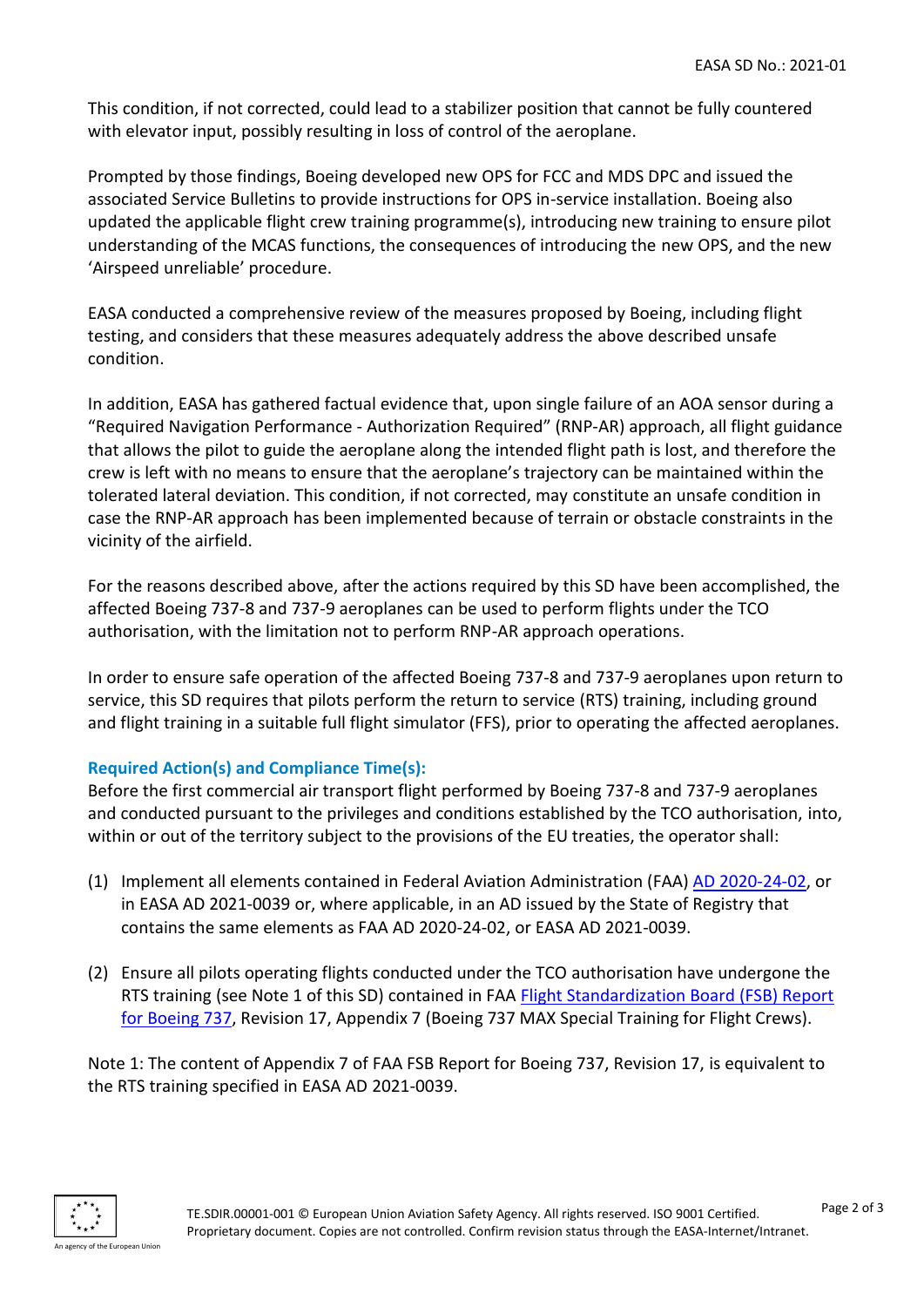This condition, if not corrected, could lead to a stabilizer position that cannot be fully countered with elevator input, possibly resulting in loss of control of the aeroplane.

Prompted by those findings, Boeing developed new OPS for FCC and MDS DPC and issued the associated Service Bulletins to provide instructions for OPS in-service installation. Boeing also updated the applicable flight crew training programme(s), introducing new training to ensure pilot understanding of the MCAS functions, the consequences of introducing the new OPS, and the new 'Airspeed unreliable' procedure.

EASA conducted a comprehensive review of the measures proposed by Boeing, including flight testing, and considers that these measures adequately address the above described unsafe condition.

In addition, EASA has gathered factual evidence that, upon single failure of an AOA sensor during a "Required Navigation Performance - Authorization Required" (RNP-AR) approach, all flight guidance that allows the pilot to guide the aeroplane along the intended flight path is lost, and therefore the crew is left with no means to ensure that the aeroplane's trajectory can be maintained within the tolerated lateral deviation. This condition, if not corrected, may constitute an unsafe condition in case the RNP-AR approach has been implemented because of terrain or obstacle constraints in the vicinity of the airfield.

For the reasons described above, after the actions required by this SD have been accomplished, the affected Boeing 737-8 and 737-9 aeroplanes can be used to perform flights under the TCO authorisation, with the limitation not to perform RNP-AR approach operations.

In order to ensure safe operation of the affected Boeing 737-8 and 737-9 aeroplanes upon return to service, this SD requires that pilots perform the return to service (RTS) training, including ground and flight training in a suitable full flight simulator (FFS), prior to operating the affected aeroplanes.

### Required Action(s) and Compliance Time(s):

Before the first commercial air transport flight performed by Boeing 737-8 and 737-9 aeroplanes and conducted pursuant to the privileges and conditions established by the TCO authorisation, into, within or out of the territory subject to the provisions of the EU treaties, the operator shall:

(1) Implement all elements contained in Federal Aviation Administration (FAA) AD 2020-24-02, or in EASA AD 2021-0039 or, where applicable, in an AD issued by the State of Registry that contains the same elements as FAA AD 2020-24-02, or EASA AD 2021-0039.

(2) Ensure all pilots operating flights conducted under the TCO authorisation have undergone the RTS training (see Note 1 of this SD) contained in FAA Flight Standardization Board (FSB) Report for Boeing 737, Revision 17, Appendix 7 (Boeing 737 MAX Special Training for Flight Crews).

Note 1: The content of Appendix 7 of FAA FSB Report for Boeing 737, Revision 17, is equivalent to the RTS training specified in EASA AD 2021-0039.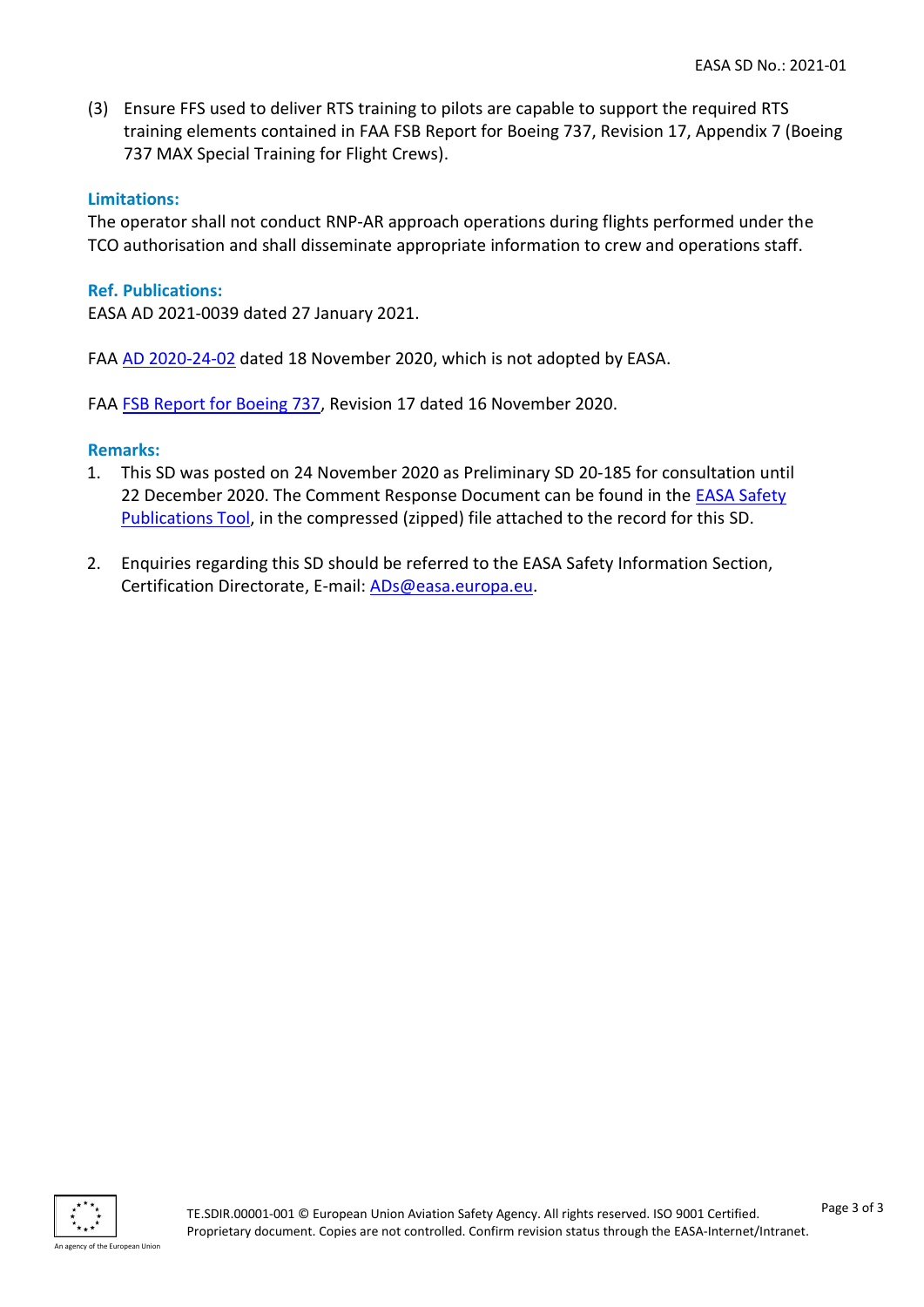(3) Ensure FFS used to deliver RTS training to pilots are capable to support the required RTS training elements contained in FAA FSB Report for Boeing 737, Revision 17, Appendix 7 (Boeing 737 MAX Special Training for Flight Crews).

### Limitations:

The operator shall not conduct RNP-AR approach operations during flights performed under the TCO authorisation and shall disseminate appropriate information to crew and operations staff.

### Ref. Publications:

EASA AD 2021-0039 dated 27 January 2021.

FAA AD 2020-24-02 dated 18 November 2020, which is not adopted by EASA.

FAA FSB Report for Boeing 737, Revision 17 dated 16 November 2020.

### Remarks:

1. This SD was posted on 24 November 2020 as Preliminary SD 20-185 for consultation until 22 December 2020. The Comment Response Document can be found in the EASA Safety Publications Tool, in the compressed (zipped) file attached to the record for this SD.

2. Enquiries regarding this SD should be referred to the EASA Safety Information Section, Certification Directorate, E-mail: ADs@easa.europa.eu.